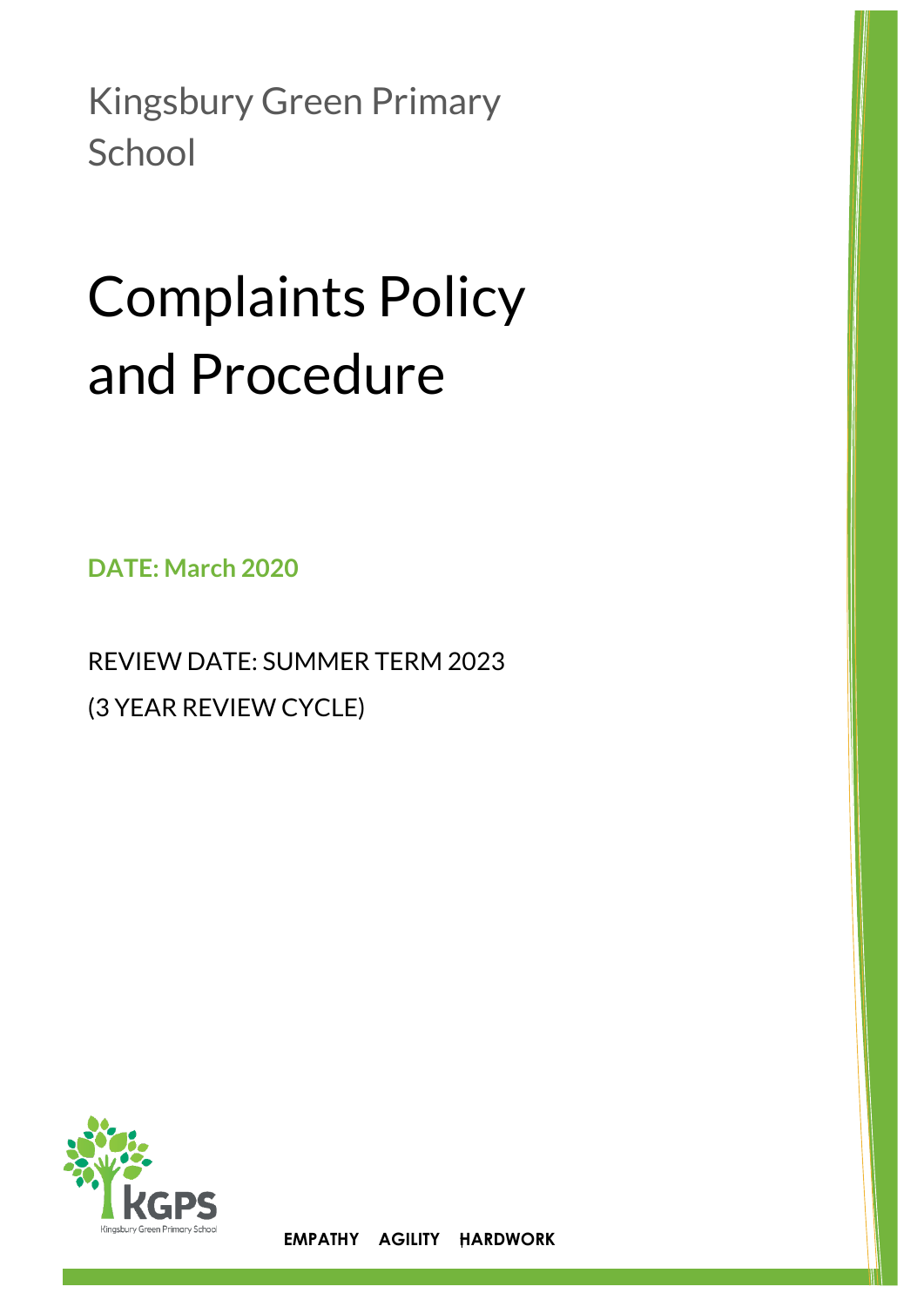Kingsbury Green Primary School

# Complaints Policy and Procedure

**DATE: March 2020**

REVIEW DATE: SUMMER TERM 2023

(3 YEAR REVIEW CYCLE)

**EMPATHY AGILITY HARDWORK**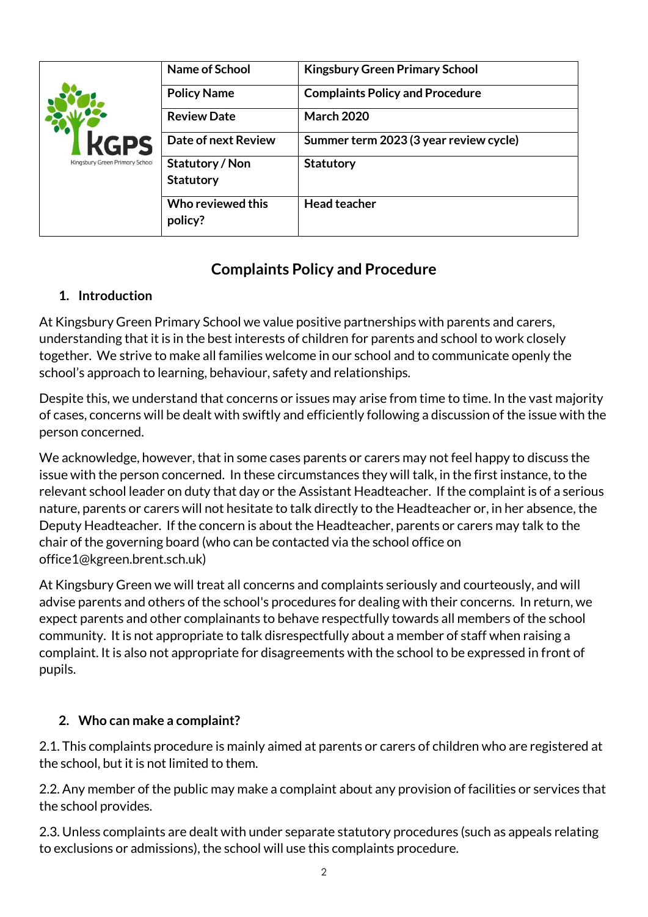| | Name of School | Kingsbury Green Primary School |
|---|---|---|
| KGPS Kingsbury Green Primary School | Policy Name | Complaints Policy and Procedure |
| | Review Date | March 2020 |
| | Date of next Review | Summer term 2023 (3 year review cycle) |
| | Statutory / Non Statutory | Statutory |
| | Who reviewed this policy? | Head teacher |

# Complaints Policy and Procedure

## 1. Introduction

At Kingsbury Green Primary School we value positive partnerships with parents and carers, understanding that it is in the best interests of children for parents and school to work closely together. We strive to make all families welcome in our school and to communicate openly the school's approach to learning, behaviour, safety and relationships.

Despite this, we understand that concerns or issues may arise from time to time. In the vast majority of cases, concerns will be dealt with swiftly and efficiently following a discussion of the issue with the person concerned.

We acknowledge, however, that in some cases parents or carers may not feel happy to discuss the issue with the person concerned. In these circumstances they will talk, in the first instance, to the relevant school leader on duty that day or the Assistant Headteacher. If the complaint is of a serious nature, parents or carers will not hesitate to talk directly to the Headteacher or, in her absence, the Deputy Headteacher. If the concern is about the Headteacher, parents or carers may talk to the chair of the governing board (who can be contacted via the school office on office1@kgreen.brent.sch.uk)

At Kingsbury Green we will treat all concerns and complaints seriously and courteously, and will advise parents and others of the school's procedures for dealing with their concerns. In return, we expect parents and other complainants to behave respectfully towards all members of the school community. It is not appropriate to talk disrespectfully about a member of staff when raising a complaint. It is also not appropriate for disagreements with the school to be expressed in front of pupils.

## 2. Who can make a complaint?

2.1. This complaints procedure is mainly aimed at parents or carers of children who are registered at the school, but it is not limited to them.

2.2. Any member of the public may make a complaint about any provision of facilities or services that the school provides.

2.3. Unless complaints are dealt with under separate statutory procedures (such as appeals relating to exclusions or admissions), the school will use this complaints procedure.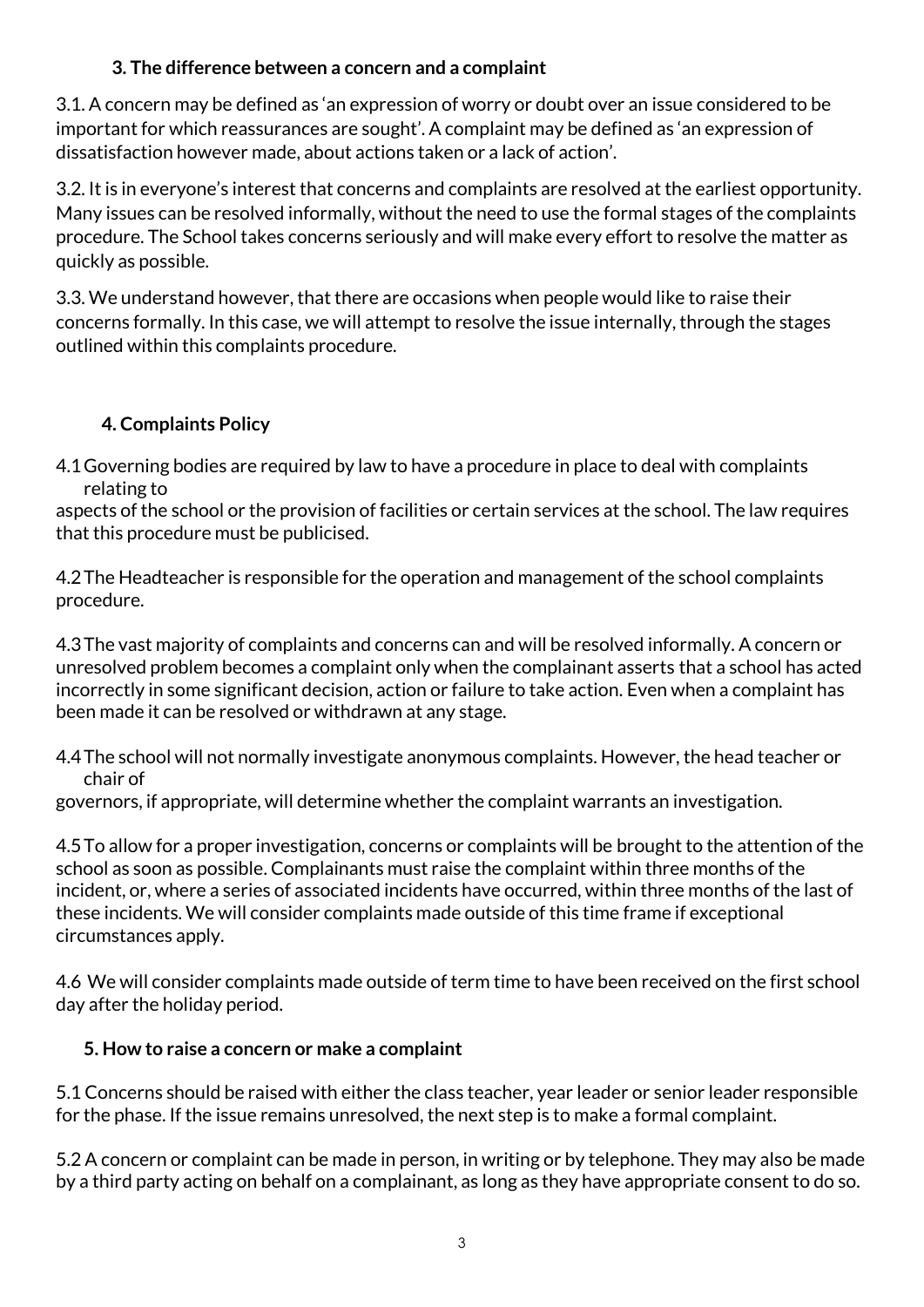## 3. The difference between a concern and a complaint

3.1. A concern may be defined as 'an expression of worry or doubt over an issue considered to be important for which reassurances are sought'. A complaint may be defined as 'an expression of dissatisfaction however made, about actions taken or a lack of action'.

3.2. It is in everyone's interest that concerns and complaints are resolved at the earliest opportunity. Many issues can be resolved informally, without the need to use the formal stages of the complaints procedure. The School takes concerns seriously and will make every effort to resolve the matter as quickly as possible.

3.3. We understand however, that there are occasions when people would like to raise their concerns formally. In this case, we will attempt to resolve the issue internally, through the stages outlined within this complaints procedure.

## 4. Complaints Policy

4.1 Governing bodies are required by law to have a procedure in place to deal with complaints relating to aspects of the school or the provision of facilities or certain services at the school. The law requires that this procedure must be publicised.

4.2 The Headteacher is responsible for the operation and management of the school complaints procedure.

4.3 The vast majority of complaints and concerns can and will be resolved informally. A concern or unresolved problem becomes a complaint only when the complainant asserts that a school has acted incorrectly in some significant decision, action or failure to take action. Even when a complaint has been made it can be resolved or withdrawn at any stage.

4.4 The school will not normally investigate anonymous complaints. However, the head teacher or chair of governors, if appropriate, will determine whether the complaint warrants an investigation.

4.5 To allow for a proper investigation, concerns or complaints will be brought to the attention of the school as soon as possible. Complainants must raise the complaint within three months of the incident, or, where a series of associated incidents have occurred, within three months of the last of these incidents. We will consider complaints made outside of this time frame if exceptional circumstances apply.

4.6 We will consider complaints made outside of term time to have been received on the first school day after the holiday period.

## 5. How to raise a concern or make a complaint

5.1 Concerns should be raised with either the class teacher, year leader or senior leader responsible for the phase. If the issue remains unresolved, the next step is to make a formal complaint.

5.2 A concern or complaint can be made in person, in writing or by telephone. They may also be made by a third party acting on behalf on a complainant, as long as they have appropriate consent to do so.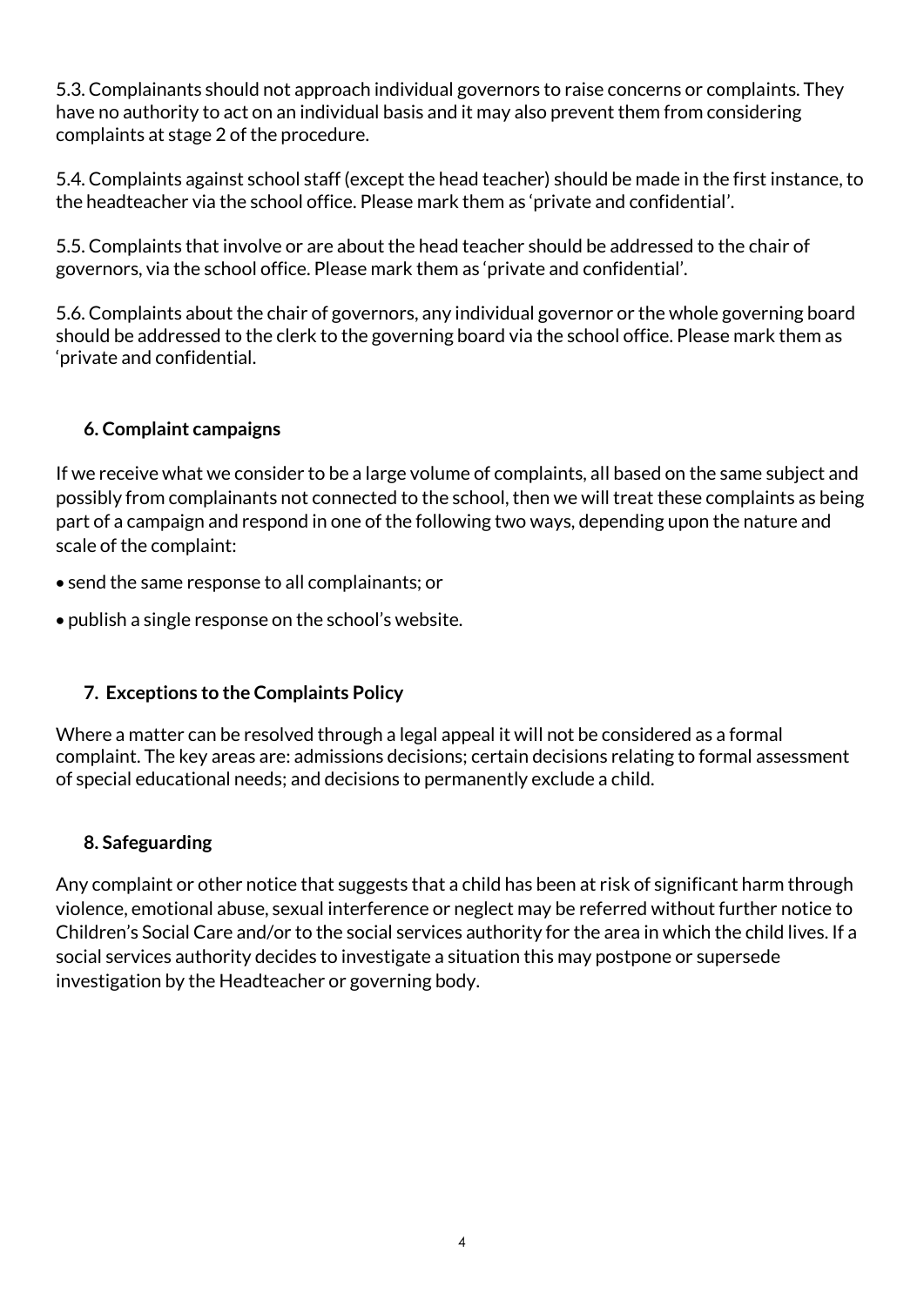5.3. Complainants should not approach individual governors to raise concerns or complaints. They have no authority to act on an individual basis and it may also prevent them from considering complaints at stage 2 of the procedure.

5.4. Complaints against school staff (except the head teacher) should be made in the first instance, to the headteacher via the school office. Please mark them as 'private and confidential'.

5.5. Complaints that involve or are about the head teacher should be addressed to the chair of governors, via the school office. Please mark them as 'private and confidential'.

5.6. Complaints about the chair of governors, any individual governor or the whole governing board should be addressed to the clerk to the governing board via the school office. Please mark them as 'private and confidential.

## 6. Complaint campaigns

If we receive what we consider to be a large volume of complaints, all based on the same subject and possibly from complainants not connected to the school, then we will treat these complaints as being part of a campaign and respond in one of the following two ways, depending upon the nature and scale of the complaint:

- send the same response to all complainants; or
- publish a single response on the school's website.

## 7. Exceptions to the Complaints Policy

Where a matter can be resolved through a legal appeal it will not be considered as a formal complaint. The key areas are: admissions decisions; certain decisions relating to formal assessment of special educational needs; and decisions to permanently exclude a child.

## 8. Safeguarding

Any complaint or other notice that suggests that a child has been at risk of significant harm through violence, emotional abuse, sexual interference or neglect may be referred without further notice to Children's Social Care and/or to the social services authority for the area in which the child lives. If a social services authority decides to investigate a situation this may postpone or supersede investigation by the Headteacher or governing body.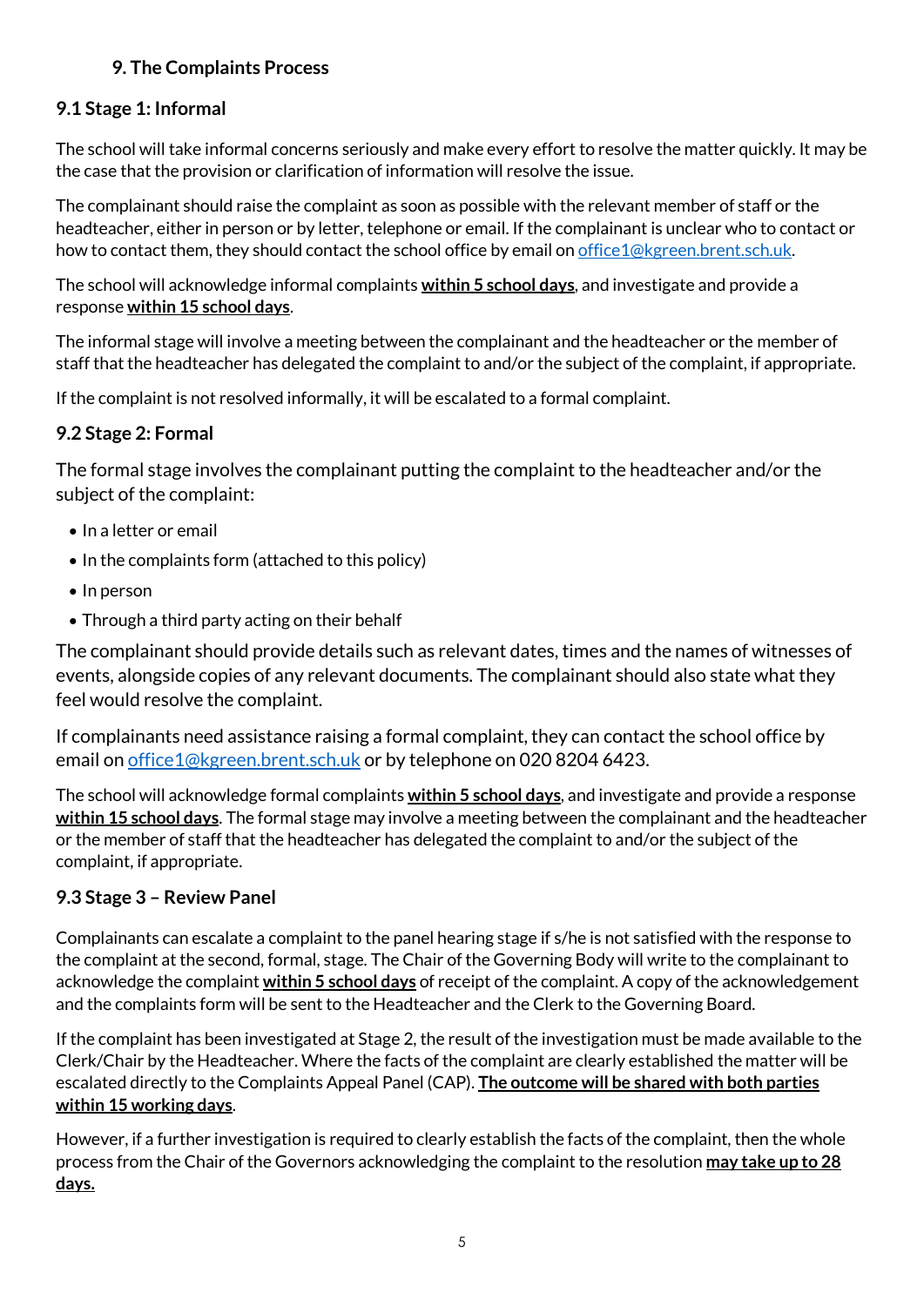## 9. The Complaints Process

### 9.1 Stage 1: Informal

The school will take informal concerns seriously and make every effort to resolve the matter quickly. It may be the case that the provision or clarification of information will resolve the issue.

The complainant should raise the complaint as soon as possible with the relevant member of staff or the headteacher, either in person or by letter, telephone or email. If the complainant is unclear who to contact or how to contact them, they should contact the school office by email on office1@kgreen.brent.sch.uk.

The school will acknowledge informal complaints **within 5 school days**, and investigate and provide a response **within 15 school days**.

The informal stage will involve a meeting between the complainant and the headteacher or the member of staff that the headteacher has delegated the complaint to and/or the subject of the complaint, if appropriate.

If the complaint is not resolved informally, it will be escalated to a formal complaint.

### 9.2 Stage 2: Formal

The formal stage involves the complainant putting the complaint to the headteacher and/or the subject of the complaint:

- In a letter or email
- In the complaints form (attached to this policy)
- In person
- Through a third party acting on their behalf

The complainant should provide details such as relevant dates, times and the names of witnesses of events, alongside copies of any relevant documents. The complainant should also state what they feel would resolve the complaint.

If complainants need assistance raising a formal complaint, they can contact the school office by email on office1@kgreen.brent.sch.uk or by telephone on 020 8204 6423.

The school will acknowledge formal complaints **within 5 school days**, and investigate and provide a response **within 15 school days**. The formal stage may involve a meeting between the complainant and the headteacher or the member of staff that the headteacher has delegated the complaint to and/or the subject of the complaint, if appropriate.

### 9.3 Stage 3 – Review Panel

Complainants can escalate a complaint to the panel hearing stage if s/he is not satisfied with the response to the complaint at the second, formal, stage. The Chair of the Governing Body will write to the complainant to acknowledge the complaint **within 5 school days** of receipt of the complaint. A copy of the acknowledgement and the complaints form will be sent to the Headteacher and the Clerk to the Governing Board.

If the complaint has been investigated at Stage 2, the result of the investigation must be made available to the Clerk/Chair by the Headteacher. Where the facts of the complaint are clearly established the matter will be escalated directly to the Complaints Appeal Panel (CAP). **The outcome will be shared with both parties within 15 working days**.

However, if a further investigation is required to clearly establish the facts of the complaint, then the whole process from the Chair of the Governors acknowledging the complaint to the resolution **may take up to 28 days.**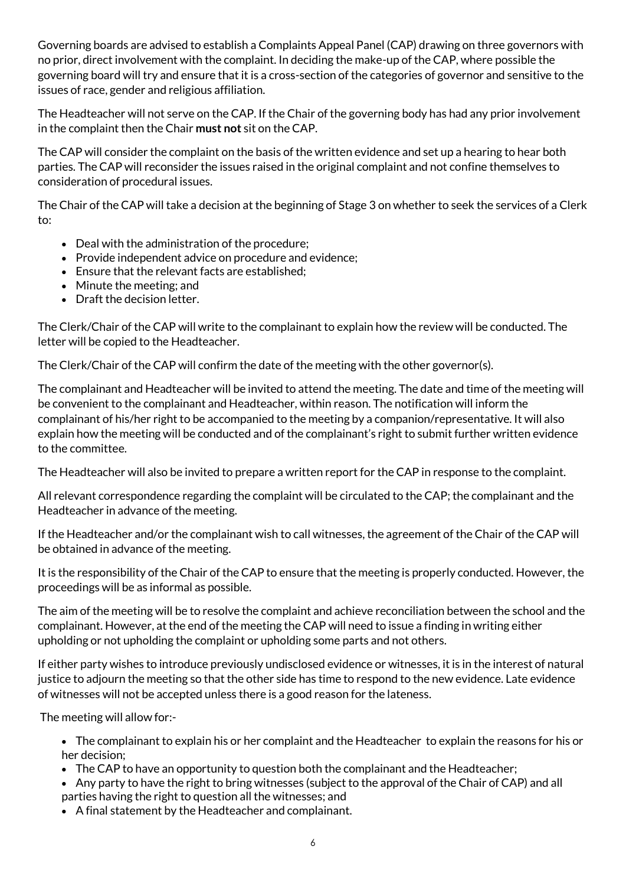Governing boards are advised to establish a Complaints Appeal Panel (CAP) drawing on three governors with no prior, direct involvement with the complaint. In deciding the make-up of the CAP, where possible the governing board will try and ensure that it is a cross-section of the categories of governor and sensitive to the issues of race, gender and religious affiliation.

The Headteacher will not serve on the CAP. If the Chair of the governing body has had any prior involvement in the complaint then the Chair **must not** sit on the CAP.

The CAP will consider the complaint on the basis of the written evidence and set up a hearing to hear both parties. The CAP will reconsider the issues raised in the original complaint and not confine themselves to consideration of procedural issues.

The Chair of the CAP will take a decision at the beginning of Stage 3 on whether to seek the services of a Clerk to:

- Deal with the administration of the procedure;
- Provide independent advice on procedure and evidence;
- Ensure that the relevant facts are established;
- Minute the meeting; and
- Draft the decision letter.

The Clerk/Chair of the CAP will write to the complainant to explain how the review will be conducted. The letter will be copied to the Headteacher.

The Clerk/Chair of the CAP will confirm the date of the meeting with the other governor(s).

The complainant and Headteacher will be invited to attend the meeting. The date and time of the meeting will be convenient to the complainant and Headteacher, within reason. The notification will inform the complainant of his/her right to be accompanied to the meeting by a companion/representative. It will also explain how the meeting will be conducted and of the complainant's right to submit further written evidence to the committee.

The Headteacher will also be invited to prepare a written report for the CAP in response to the complaint.

All relevant correspondence regarding the complaint will be circulated to the CAP; the complainant and the Headteacher in advance of the meeting.

If the Headteacher and/or the complainant wish to call witnesses, the agreement of the Chair of the CAP will be obtained in advance of the meeting.

It is the responsibility of the Chair of the CAP to ensure that the meeting is properly conducted. However, the proceedings will be as informal as possible.

The aim of the meeting will be to resolve the complaint and achieve reconciliation between the school and the complainant. However, at the end of the meeting the CAP will need to issue a finding in writing either upholding or not upholding the complaint or upholding some parts and not others.

If either party wishes to introduce previously undisclosed evidence or witnesses, it is in the interest of natural justice to adjourn the meeting so that the other side has time to respond to the new evidence. Late evidence of witnesses will not be accepted unless there is a good reason for the lateness.

The meeting will allow for:-

- The complainant to explain his or her complaint and the Headteacher to explain the reasons for his or her decision;
- The CAP to have an opportunity to question both the complainant and the Headteacher;
- Any party to have the right to bring witnesses (subject to the approval of the Chair of CAP) and all parties having the right to question all the witnesses; and
- A final statement by the Headteacher and complainant.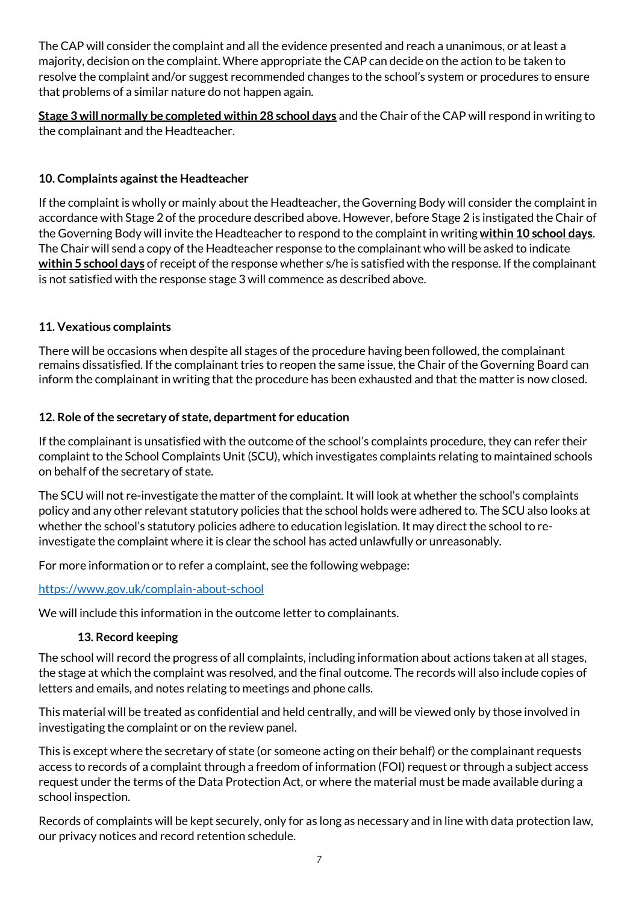The CAP will consider the complaint and all the evidence presented and reach a unanimous, or at least a majority, decision on the complaint. Where appropriate the CAP can decide on the action to be taken to resolve the complaint and/or suggest recommended changes to the school's system or procedures to ensure that problems of a similar nature do not happen again.

**Stage 3 will normally be completed within 28 school days** and the Chair of the CAP will respond in writing to the complainant and the Headteacher.

### 10. Complaints against the Headteacher

If the complaint is wholly or mainly about the Headteacher, the Governing Body will consider the complaint in accordance with Stage 2 of the procedure described above. However, before Stage 2 is instigated the Chair of the Governing Body will invite the Headteacher to respond to the complaint in writing **within 10 school days**. The Chair will send a copy of the Headteacher response to the complainant who will be asked to indicate **within 5 school days** of receipt of the response whether s/he is satisfied with the response. If the complainant is not satisfied with the response stage 3 will commence as described above.

### 11. Vexatious complaints

There will be occasions when despite all stages of the procedure having been followed, the complainant remains dissatisfied. If the complainant tries to reopen the same issue, the Chair of the Governing Board can inform the complainant in writing that the procedure has been exhausted and that the matter is now closed.

### 12. Role of the secretary of state, department for education

If the complainant is unsatisfied with the outcome of the school's complaints procedure, they can refer their complaint to the School Complaints Unit (SCU), which investigates complaints relating to maintained schools on behalf of the secretary of state.

The SCU will not re-investigate the matter of the complaint. It will look at whether the school's complaints policy and any other relevant statutory policies that the school holds were adhered to. The SCU also looks at whether the school's statutory policies adhere to education legislation. It may direct the school to re-investigate the complaint where it is clear the school has acted unlawfully or unreasonably.

For more information or to refer a complaint, see the following webpage:

https://www.gov.uk/complain-about-school

We will include this information in the outcome letter to complainants.

### 13. Record keeping

The school will record the progress of all complaints, including information about actions taken at all stages, the stage at which the complaint was resolved, and the final outcome. The records will also include copies of letters and emails, and notes relating to meetings and phone calls.

This material will be treated as confidential and held centrally, and will be viewed only by those involved in investigating the complaint or on the review panel.

This is except where the secretary of state (or someone acting on their behalf) or the complainant requests access to records of a complaint through a freedom of information (FOI) request or through a subject access request under the terms of the Data Protection Act, or where the material must be made available during a school inspection.

Records of complaints will be kept securely, only for as long as necessary and in line with data protection law, our privacy notices and record retention schedule.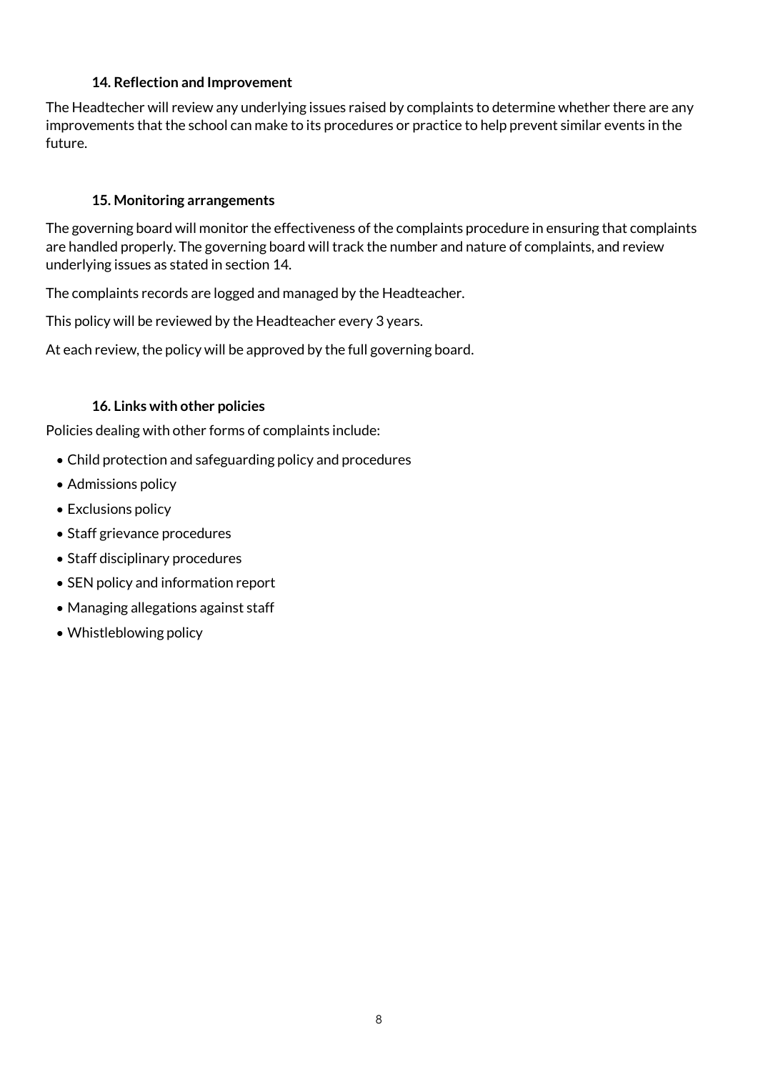### 14. Reflection and Improvement

The Headtecher will review any underlying issues raised by complaints to determine whether there are any improvements that the school can make to its procedures or practice to help prevent similar events in the future.

### 15. Monitoring arrangements

The governing board will monitor the effectiveness of the complaints procedure in ensuring that complaints are handled properly. The governing board will track the number and nature of complaints, and review underlying issues as stated in section 14.

The complaints records are logged and managed by the Headteacher.

This policy will be reviewed by the Headteacher every 3 years.

At each review, the policy will be approved by the full governing board.

### 16. Links with other policies

Policies dealing with other forms of complaints include:

- Child protection and safeguarding policy and procedures
- Admissions policy
- Exclusions policy
- Staff grievance procedures
- Staff disciplinary procedures
- SEN policy and information report
- Managing allegations against staff
- Whistleblowing policy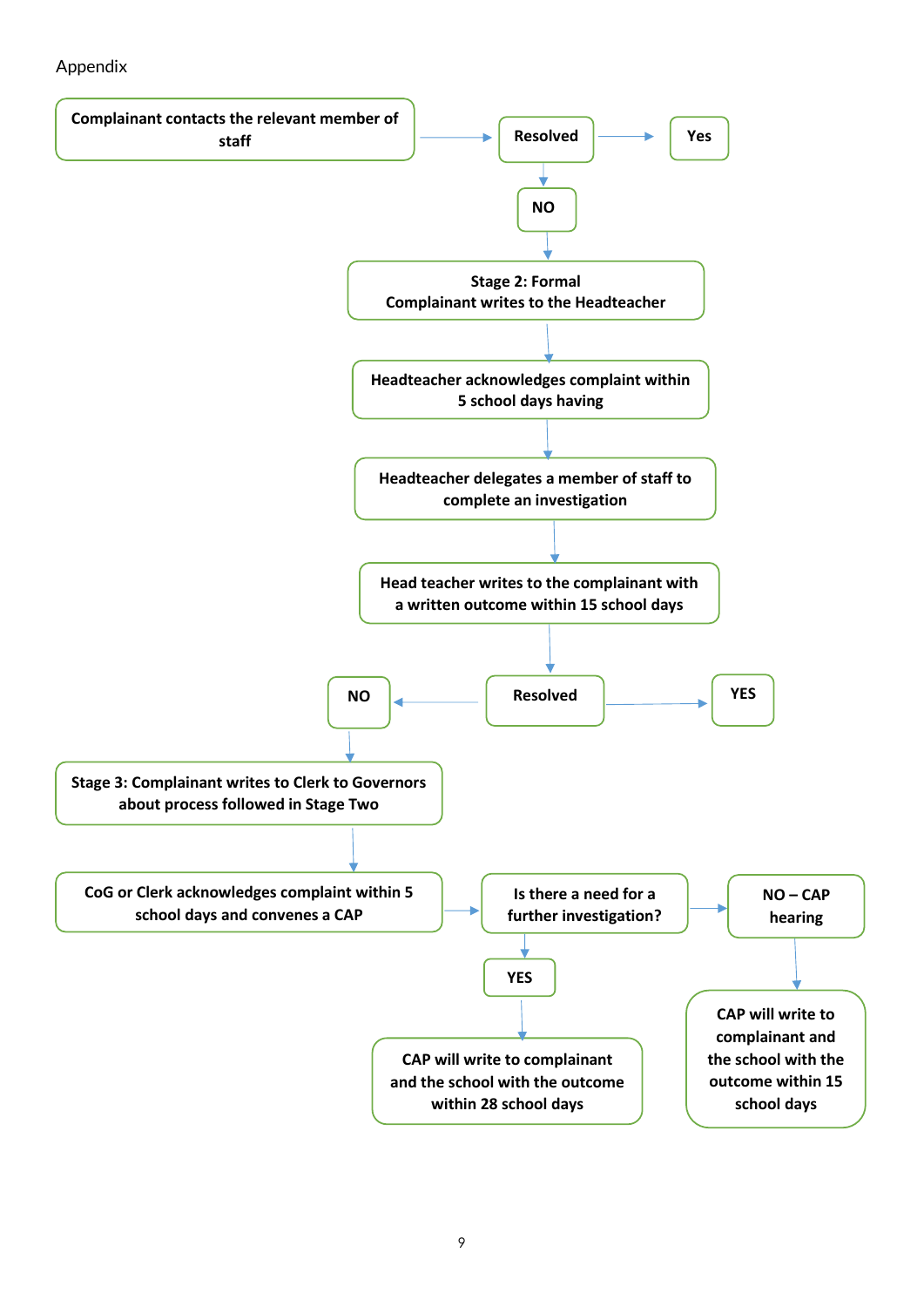Appendix

**Complainant contacts the relevant member of staff** → **Resolved** → **Yes**

**Resolved** → **NO**

**NO** → **Stage 2: Formal Complainant writes to the Headteacher**

→ **Headteacher acknowledges complaint within 5 school days having**

→ **Headteacher delegates a member of staff to complete an investigation**

→ **Head teacher writes to the complainant with a written outcome within 15 school days**

→ **Resolved** → **YES**

**Resolved** → **NO**

**NO** → **Stage 3: Complainant writes to Clerk to Governors about process followed in Stage Two**

→ **CoG or Clerk acknowledges complaint within 5 school days and convenes a CAP**

→ **Is there a need for a further investigation?**

- **YES** → **CAP will write to complainant and the school with the outcome within 28 school days**
- **NO – CAP hearing** → **CAP will write to complainant and the school with the outcome within 15 school days**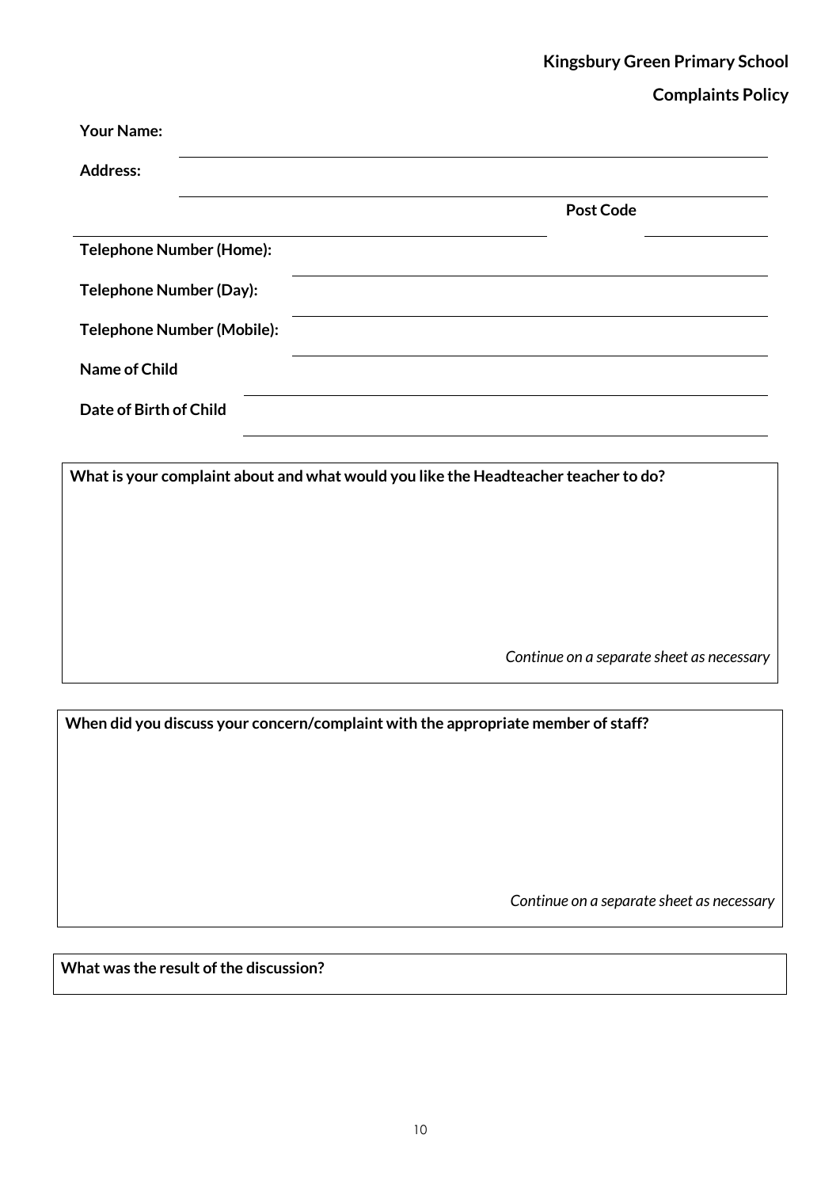**Kingsbury Green Primary School**

**Complaints Policy**

**Your Name:** \_\_\_\_\_\_\_\_\_\_\_\_\_\_\_\_\_\_\_\_\_\_\_\_\_\_\_\_\_\_\_\_\_\_\_\_\_\_\_\_

**Address:** \_\_\_\_\_\_\_\_\_\_\_\_\_\_\_\_\_\_\_\_\_\_\_\_\_\_\_\_\_\_\_\_\_\_\_\_\_\_\_\_

\_\_\_\_\_\_\_\_\_\_\_\_\_\_\_\_\_\_\_\_\_\_\_\_\_\_\_\_\_\_ **Post Code** \_\_\_\_\_\_\_\_\_\_\_\_

**Telephone Number (Home):** \_\_\_\_\_\_\_\_\_\_\_\_\_\_\_\_\_\_\_\_\_\_\_\_\_\_\_\_\_\_\_\_

**Telephone Number (Day):** \_\_\_\_\_\_\_\_\_\_\_\_\_\_\_\_\_\_\_\_\_\_\_\_\_\_\_\_\_\_\_\_

**Telephone Number (Mobile):** \_\_\_\_\_\_\_\_\_\_\_\_\_\_\_\_\_\_\_\_\_\_\_\_\_\_\_\_\_\_\_\_

**Name of Child** \_\_\_\_\_\_\_\_\_\_\_\_\_\_\_\_\_\_\_\_\_\_\_\_\_\_\_\_\_\_\_\_

**Date of Birth of Child** \_\_\_\_\_\_\_\_\_\_\_\_\_\_\_\_\_\_\_\_\_\_\_\_\_\_\_\_\_\_\_\_

| **What is your complaint about and what would you like the Headteacher teacher to do?** |
|---|
| <br><br><br><br>*Continue on a separate sheet as necessary* |

| **When did you discuss your concern/complaint with the appropriate member of staff?** |
|---|
| <br><br><br><br>*Continue on a separate sheet as necessary* |

| **What was the result of the discussion?** |
|---|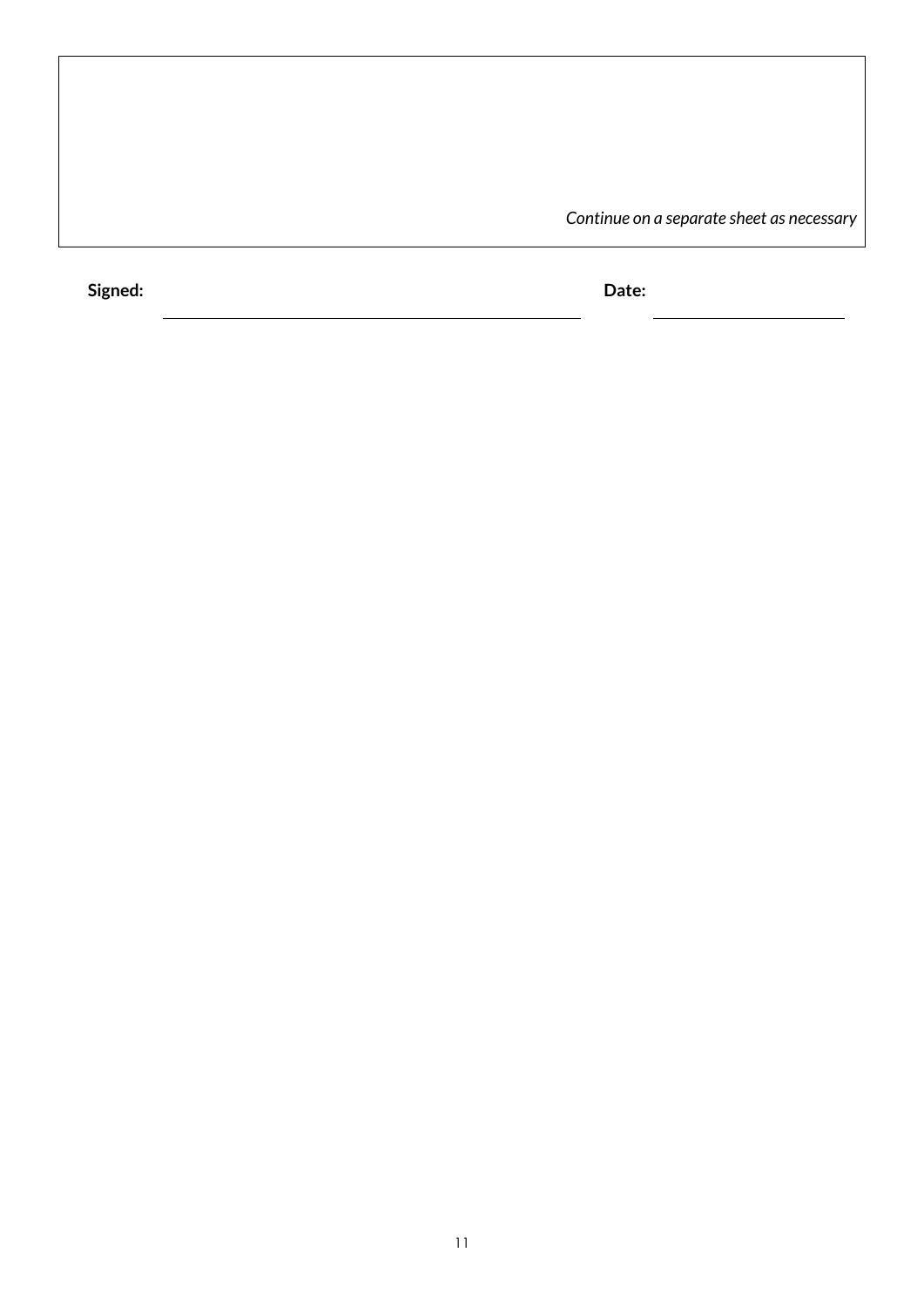*Continue on a separate sheet as necessary*

**Signed:** \_\_\_\_\_\_\_\_\_\_\_\_\_\_\_\_\_\_\_\_\_\_\_\_\_\_\_\_\_\_ **Date:** \_\_\_\_\_\_\_\_\_\_\_\_\_\_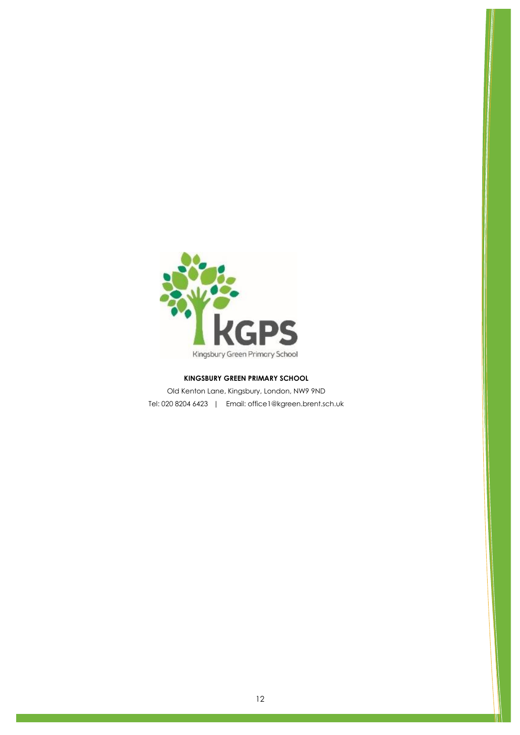**KINGSBURY GREEN PRIMARY SCHOOL**

Old Kenton Lane, Kingsbury, London, NW9 9ND

Tel: 020 8204 6423 | Email: office1@kgreen.brent.sch.uk